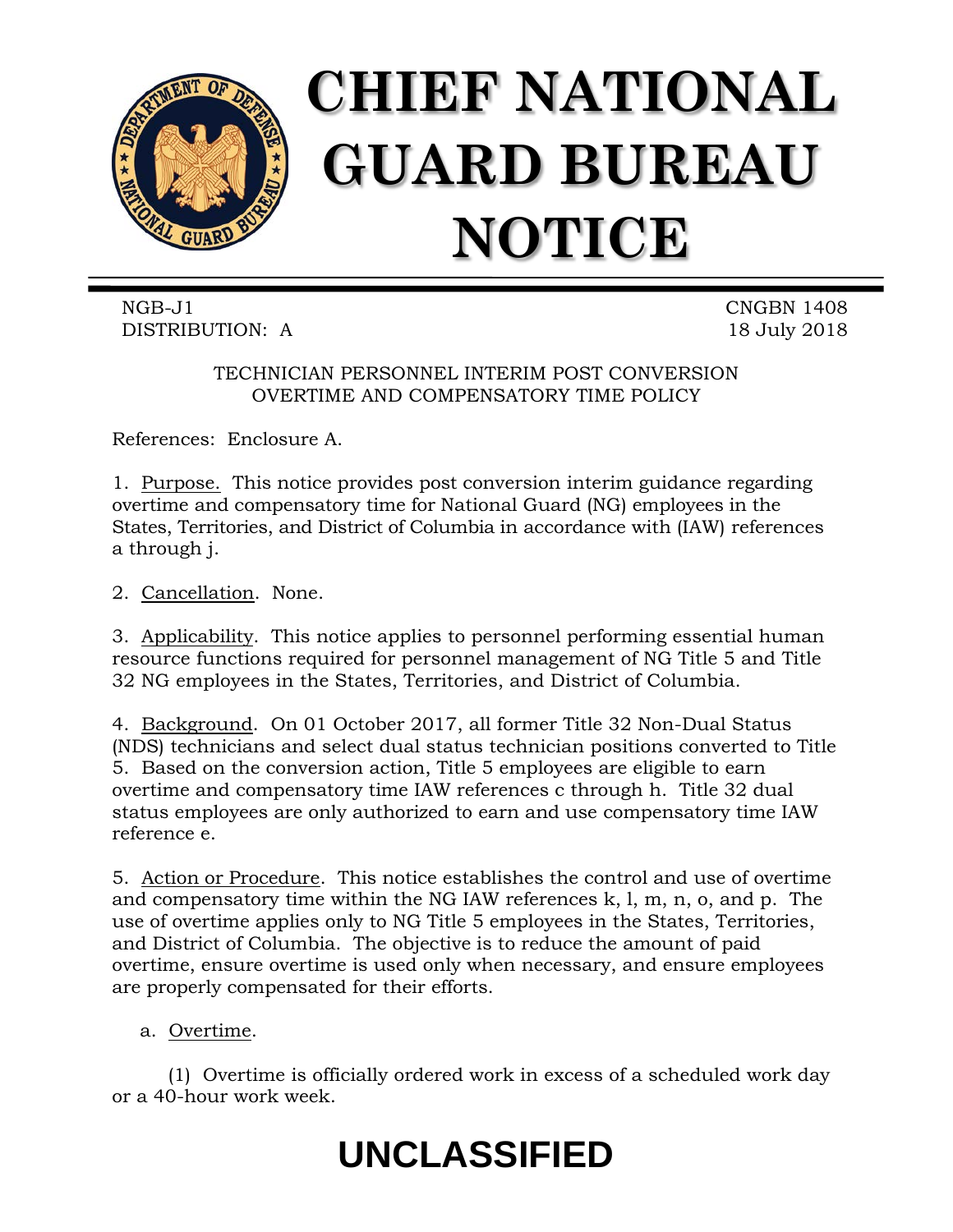# CHIEF NATIONAL GUARD BUREAU NOTICE

NGB-J1
DISTRIBUTION: A

CNGBN 1408
18 July 2018

TECHNICIAN PERSONNEL INTERIM POST CONVERSION OVERTIME AND COMPENSATORY TIME POLICY

References: Enclosure A.

1. Purpose. This notice provides post conversion interim guidance regarding overtime and compensatory time for National Guard (NG) employees in the States, Territories, and District of Columbia in accordance with (IAW) references a through j.

2. Cancellation. None.

3. Applicability. This notice applies to personnel performing essential human resource functions required for personnel management of NG Title 5 and Title 32 NG employees in the States, Territories, and District of Columbia.

4. Background. On 01 October 2017, all former Title 32 Non-Dual Status (NDS) technicians and select dual status technician positions converted to Title 5. Based on the conversion action, Title 5 employees are eligible to earn overtime and compensatory time IAW references c through h. Title 32 dual status employees are only authorized to earn and use compensatory time IAW reference e.

5. Action or Procedure. This notice establishes the control and use of overtime and compensatory time within the NG IAW references k, l, m, n, o, and p. The use of overtime applies only to NG Title 5 employees in the States, Territories, and District of Columbia. The objective is to reduce the amount of paid overtime, ensure overtime is used only when necessary, and ensure employees are properly compensated for their efforts.

a. Overtime.

(1) Overtime is officially ordered work in excess of a scheduled work day or a 40-hour work week.

**UNCLASSIFIED**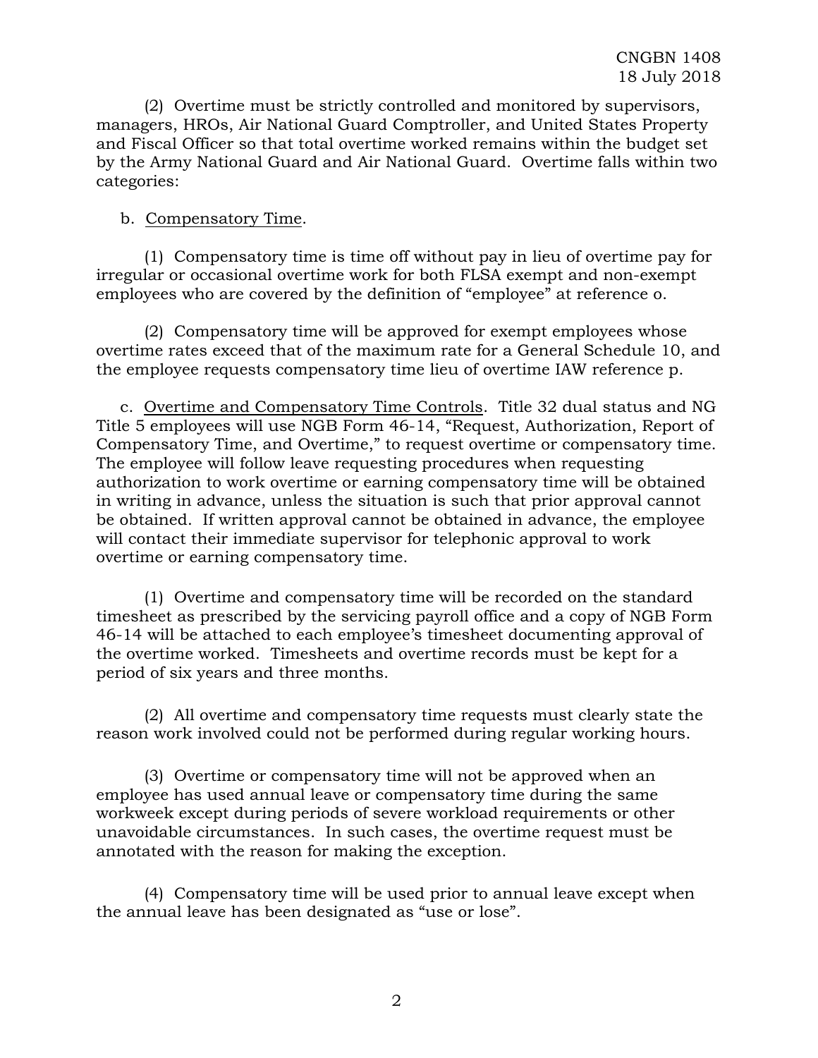(2) Overtime must be strictly controlled and monitored by supervisors, managers, HROs, Air National Guard Comptroller, and United States Property and Fiscal Officer so that total overtime worked remains within the budget set by the Army National Guard and Air National Guard. Overtime falls within two categories:

b. Compensatory Time.

(1) Compensatory time is time off without pay in lieu of overtime pay for irregular or occasional overtime work for both FLSA exempt and non-exempt employees who are covered by the definition of "employee" at reference o.

(2) Compensatory time will be approved for exempt employees whose overtime rates exceed that of the maximum rate for a General Schedule 10, and the employee requests compensatory time lieu of overtime IAW reference p.

c. Overtime and Compensatory Time Controls. Title 32 dual status and NG Title 5 employees will use NGB Form 46-14, "Request, Authorization, Report of Compensatory Time, and Overtime," to request overtime or compensatory time. The employee will follow leave requesting procedures when requesting authorization to work overtime or earning compensatory time will be obtained in writing in advance, unless the situation is such that prior approval cannot be obtained. If written approval cannot be obtained in advance, the employee will contact their immediate supervisor for telephonic approval to work overtime or earning compensatory time.

(1) Overtime and compensatory time will be recorded on the standard timesheet as prescribed by the servicing payroll office and a copy of NGB Form 46-14 will be attached to each employee's timesheet documenting approval of the overtime worked. Timesheets and overtime records must be kept for a period of six years and three months.

(2) All overtime and compensatory time requests must clearly state the reason work involved could not be performed during regular working hours.

(3) Overtime or compensatory time will not be approved when an employee has used annual leave or compensatory time during the same workweek except during periods of severe workload requirements or other unavoidable circumstances. In such cases, the overtime request must be annotated with the reason for making the exception.

(4) Compensatory time will be used prior to annual leave except when the annual leave has been designated as "use or lose".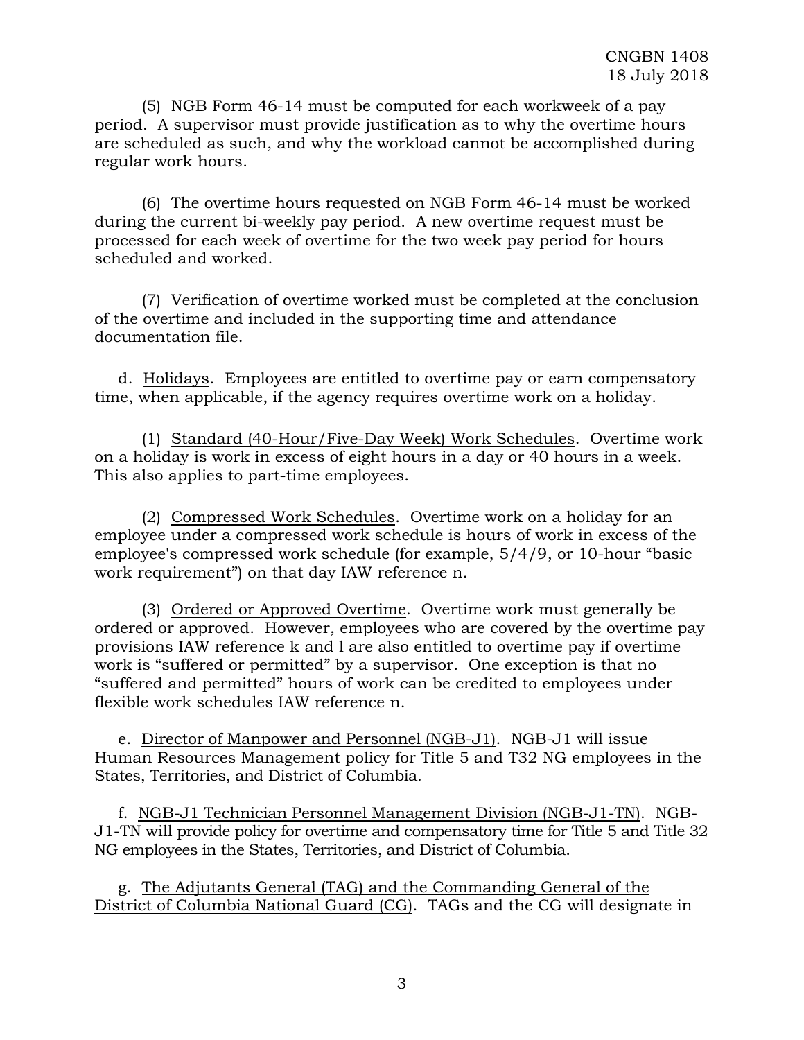(5) NGB Form 46-14 must be computed for each workweek of a pay period. A supervisor must provide justification as to why the overtime hours are scheduled as such, and why the workload cannot be accomplished during regular work hours.

(6) The overtime hours requested on NGB Form 46-14 must be worked during the current bi-weekly pay period. A new overtime request must be processed for each week of overtime for the two week pay period for hours scheduled and worked.

(7) Verification of overtime worked must be completed at the conclusion of the overtime and included in the supporting time and attendance documentation file.

d. Holidays. Employees are entitled to overtime pay or earn compensatory time, when applicable, if the agency requires overtime work on a holiday.

(1) Standard (40-Hour/Five-Day Week) Work Schedules. Overtime work on a holiday is work in excess of eight hours in a day or 40 hours in a week. This also applies to part-time employees.

(2) Compressed Work Schedules. Overtime work on a holiday for an employee under a compressed work schedule is hours of work in excess of the employee's compressed work schedule (for example, 5/4/9, or 10-hour "basic work requirement") on that day IAW reference n.

(3) Ordered or Approved Overtime. Overtime work must generally be ordered or approved. However, employees who are covered by the overtime pay provisions IAW reference k and l are also entitled to overtime pay if overtime work is "suffered or permitted" by a supervisor. One exception is that no "suffered and permitted" hours of work can be credited to employees under flexible work schedules IAW reference n.

e. Director of Manpower and Personnel (NGB-J1). NGB-J1 will issue Human Resources Management policy for Title 5 and T32 NG employees in the States, Territories, and District of Columbia.

f. NGB-J1 Technician Personnel Management Division (NGB-J1-TN). NGB-J1-TN will provide policy for overtime and compensatory time for Title 5 and Title 32 NG employees in the States, Territories, and District of Columbia.

g. The Adjutants General (TAG) and the Commanding General of the District of Columbia National Guard (CG). TAGs and the CG will designate in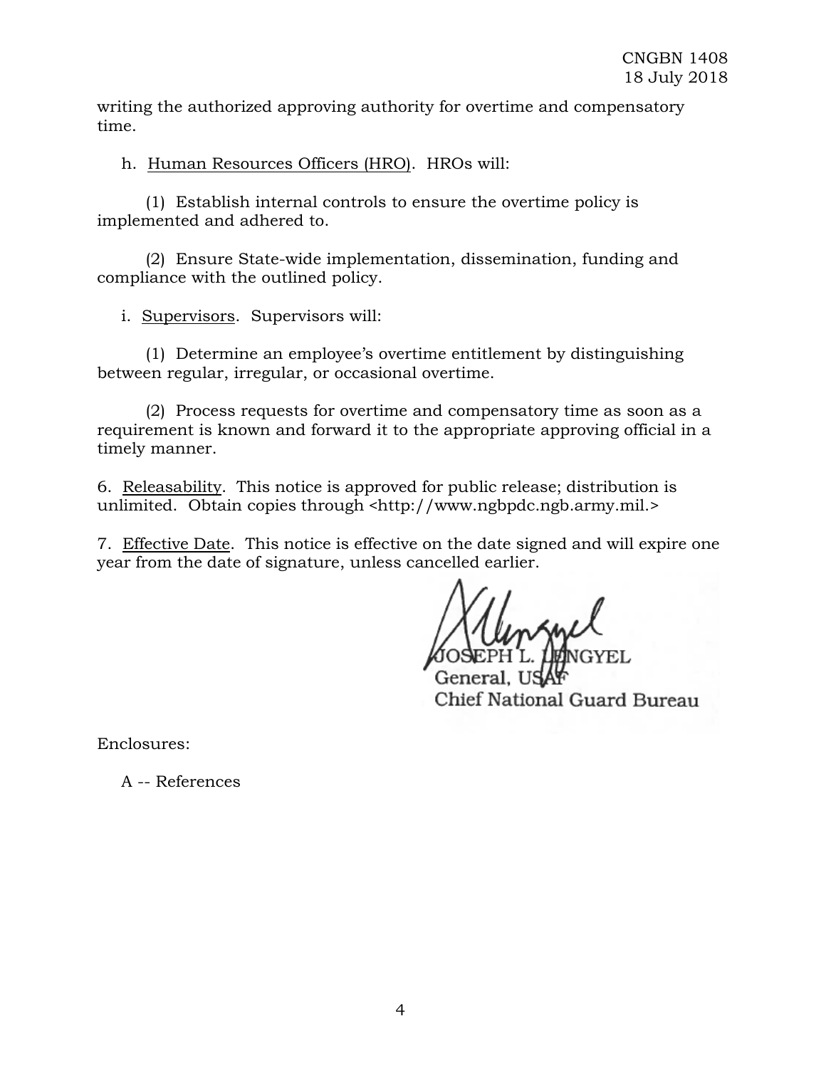writing the authorized approving authority for overtime and compensatory time.

h. Human Resources Officers (HRO). HROs will:

(1) Establish internal controls to ensure the overtime policy is implemented and adhered to.

(2) Ensure State-wide implementation, dissemination, funding and compliance with the outlined policy.

i. Supervisors. Supervisors will:

(1) Determine an employee's overtime entitlement by distinguishing between regular, irregular, or occasional overtime.

(2) Process requests for overtime and compensatory time as soon as a requirement is known and forward it to the appropriate approving official in a timely manner.

6. Releasability. This notice is approved for public release; distribution is unlimited. Obtain copies through <http://www.ngbpdc.ngb.army.mil.>

7. Effective Date. This notice is effective on the date signed and will expire one year from the date of signature, unless cancelled earlier.

JOSEPH L. LENGYEL
General, USAF
Chief National Guard Bureau

Enclosures:

A -- References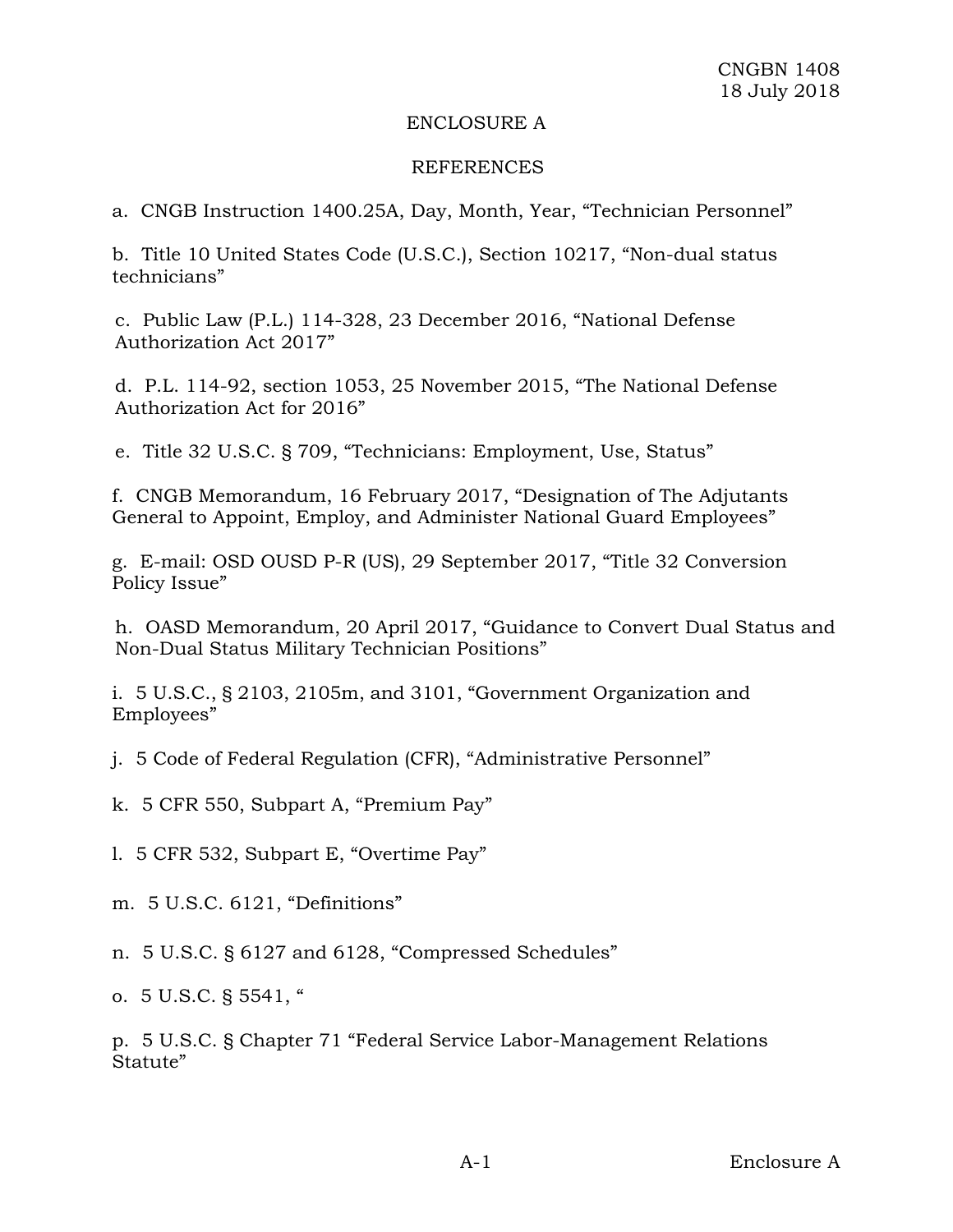ENCLOSURE A

REFERENCES

a. CNGB Instruction 1400.25A, Day, Month, Year, "Technician Personnel"

b. Title 10 United States Code (U.S.C.), Section 10217, "Non-dual status technicians"

c. Public Law (P.L.) 114-328, 23 December 2016, "National Defense Authorization Act 2017"

d. P.L. 114-92, section 1053, 25 November 2015, "The National Defense Authorization Act for 2016"

e. Title 32 U.S.C. § 709, "Technicians: Employment, Use, Status"

f. CNGB Memorandum, 16 February 2017, "Designation of The Adjutants General to Appoint, Employ, and Administer National Guard Employees"

g. E-mail: OSD OUSD P-R (US), 29 September 2017, "Title 32 Conversion Policy Issue"

h. OASD Memorandum, 20 April 2017, "Guidance to Convert Dual Status and Non-Dual Status Military Technician Positions"

i. 5 U.S.C., § 2103, 2105m, and 3101, "Government Organization and Employees"

j. 5 Code of Federal Regulation (CFR), "Administrative Personnel"

k. 5 CFR 550, Subpart A, "Premium Pay"

l. 5 CFR 532, Subpart E, "Overtime Pay"

m. 5 U.S.C. 6121, "Definitions"

n. 5 U.S.C. § 6127 and 6128, "Compressed Schedules"

o. 5 U.S.C. § 5541, "

p. 5 U.S.C. § Chapter 71 "Federal Service Labor-Management Relations Statute"